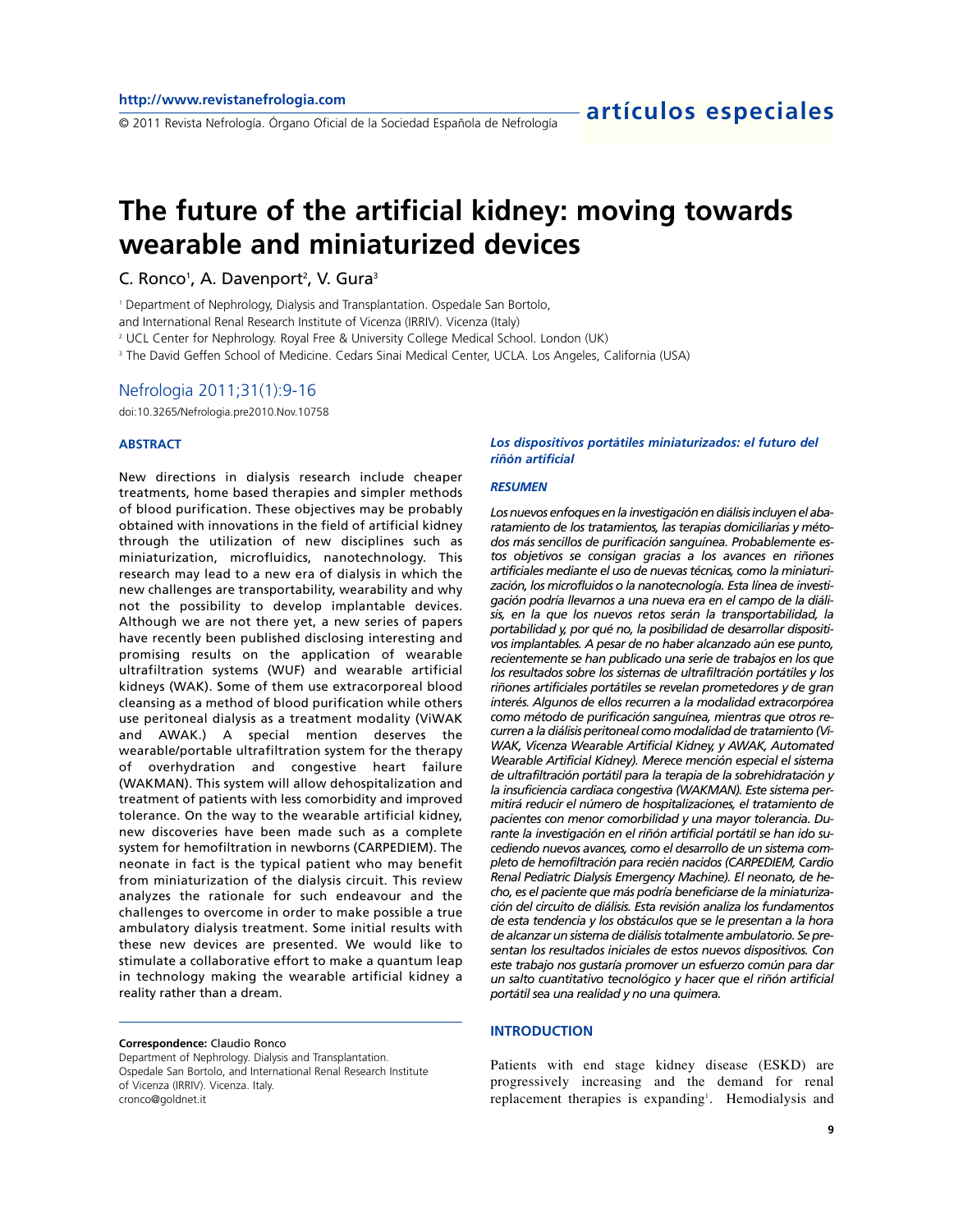# The future of the artificial kidney: moving towards wearable and miniaturized devices

C. Ronco[1], A. Davenport[2], V. Gura[3]

[1] Department of Nephrology, Dialysis and Transplantation. Ospedale San Bortolo, and International Renal Research Institute of Vicenza (IRRIV). Vicenza (Italy)
[2] UCL Center for Nephrology. Royal Free & University College Medical School. London (UK)
[3] The David Geffen School of Medicine. Cedars Sinai Medical Center, UCLA. Los Angeles, California (USA)

Nefrologia 2011;31(1):9-16

doi:10.3265/Nefrologia.pre2010.Nov.10758

## ABSTRACT

New directions in dialysis research include cheaper treatments, home based therapies and simpler methods of blood purification. These objectives may be probably obtained with innovations in the field of artificial kidney through the utilization of new disciplines such as miniaturization, microfluidics, nanotechnology. This research may lead to a new era of dialysis in which the new challenges are transportability, wearability and why not the possibility to develop implantable devices. Although we are not there yet, a new series of papers have recently been published disclosing interesting and promising results on the application of wearable ultrafiltration systems (WUF) and wearable artificial kidneys (WAK). Some of them use extracorporeal blood cleansing as a method of blood purification while others use peritoneal dialysis as a treatment modality (ViWAK and AWAK.) A special mention deserves the wearable/portable ultrafiltration system for the therapy of overhydration and congestive heart failure (WAKMAN). This system will allow dehospitalization and treatment of patients with less comorbidity and improved tolerance. On the way to the wearable artificial kidney, new discoveries have been made such as a complete system for hemofiltration in newborns (CARPEDIEM). The neonate in fact is the typical patient who may benefit from miniaturization of the dialysis circuit. This review analyzes the rationale for such endeavour and the challenges to overcome in order to make possible a true ambulatory dialysis treatment. Some initial results with these new devices are presented. We would like to stimulate a collaborative effort to make a quantum leap in technology making the wearable artificial kidney a reality rather than a dream.

**Correspondence:** Claudio Ronco
Department of Nephrology. Dialysis and Transplantation.
Ospedale San Bortolo, and International Renal Research Institute of Vicenza (IRRIV). Vicenza. Italy.
cronco@goldnet.it

### *Los dispositivos portátiles miniaturizados: el futuro del riñón artificial*

### *RESUMEN*

*Los nuevos enfoques en la investigación en diálisis incluyen el abaratamiento de los tratamientos, las terapias domiciliarias y métodos más sencillos de purificación sanguínea. Probablemente estos objetivos se consigan gracias a los avances en riñones artificiales mediante el uso de nuevas técnicas, como la miniaturización, los microfluidos o la nanotecnología. Esta línea de investigación podría llevarnos a una nueva era en el campo de la diálisis, en la que los nuevos retos serán la transportabilidad, la portabilidad y, por qué no, la posibilidad de desarrollar dispositivos implantables. A pesar de no haber alcanzado aún ese punto, recientemente se han publicado una serie de trabajos en los que los resultados sobre los sistemas de ultrafiltración portátiles y los riñones artificiales portátiles se revelan prometedores y de gran interés. Algunos de ellos recurren a la modalidad extracorpórea como método de purificación sanguínea, mientras que otros recurren a la diálisis peritoneal como modalidad de tratamiento (ViWAK, Vicenza Wearable Artificial Kidney, y AWAK, Automated Wearable Artificial Kidney). Merece mención especial el sistema de ultrafiltración portátil para la terapia de la sobrehidratación y la insuficiencia cardíaca congestiva (WAKMAN). Este sistema permitirá reducir el número de hospitalizaciones, el tratamiento de pacientes con menor comorbilidad y una mayor tolerancia. Durante la investigación en el riñón artificial portátil se han ido sucediendo nuevos avances, como el desarrollo de un sistema completo de hemofiltración para recién nacidos (CARPEDIEM, Cardio Renal Pediatric Dialysis Emergency Machine). El neonato, de hecho, es el paciente que más podría beneficiarse de la miniaturización del circuito de diálisis. Esta revisión analiza los fundamentos de esta tendencia y los obstáculos que se le presentan a la hora de alcanzar un sistema de diálisis totalmente ambulatorio. Se presentan los resultados iniciales de estos nuevos dispositivos. Con este trabajo nos gustaría promover un esfuerzo común para dar un salto cuantitativo tecnológico y hacer que el riñón artificial portátil sea una realidad y no una quimera.*

## INTRODUCTION

Patients with end stage kidney disease (ESKD) are progressively increasing and the demand for renal replacement therapies is expanding[1]. Hemodialysis and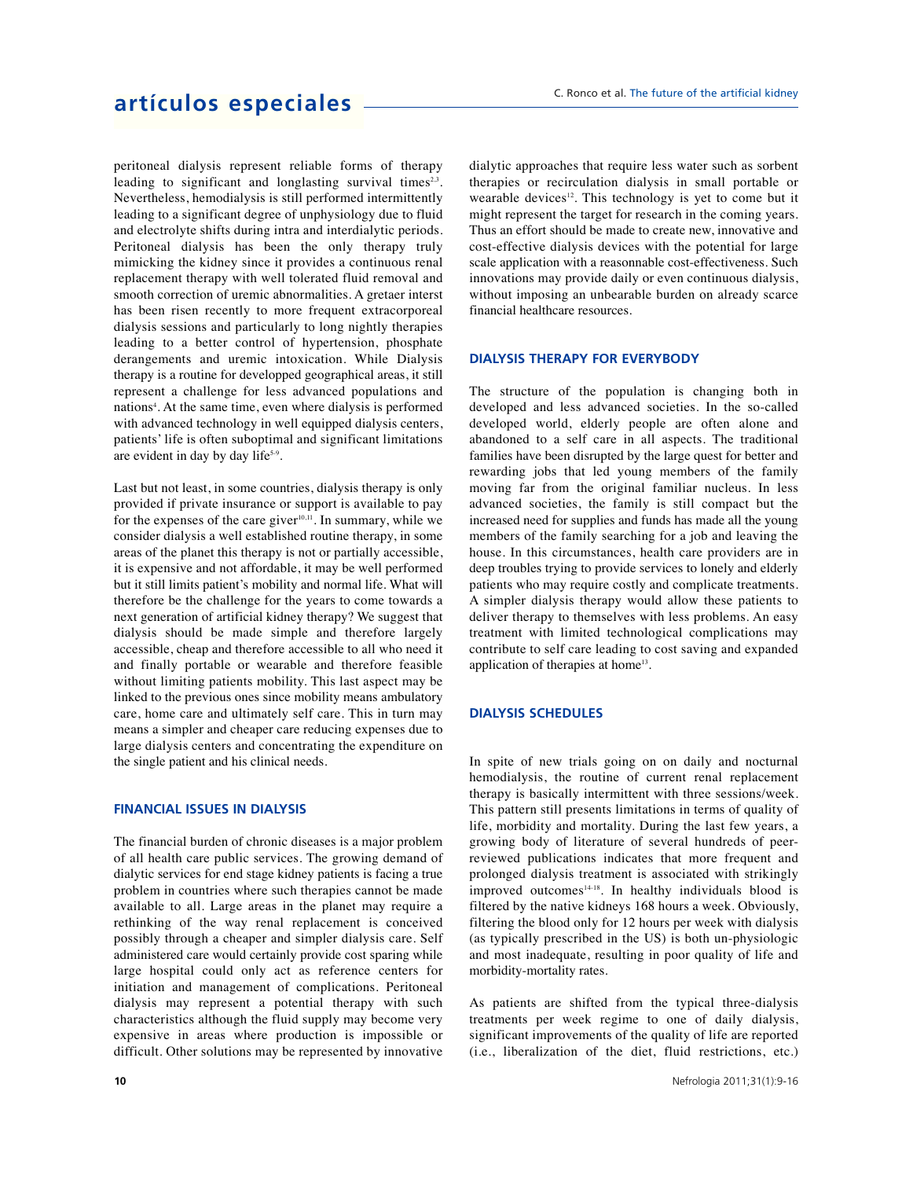peritoneal dialysis represent reliable forms of therapy leading to significant and longlasting survival times[2,3]. Nevertheless, hemodialysis is still performed intermittently leading to a significant degree of unphysiology due to fluid and electrolyte shifts during intra and interdialytic periods. Peritoneal dialysis has been the only therapy truly mimicking the kidney since it provides a continuous renal replacement therapy with well tolerated fluid removal and smooth correction of uremic abnormalities. A gretaer interst has been risen recently to more frequent extracorporeal dialysis sessions and particularly to long nightly therapies leading to a better control of hypertension, phosphate derangements and uremic intoxication. While Dialysis therapy is a routine for developped geographical areas, it still represent a challenge for less advanced populations and nations[4]. At the same time, even where dialysis is performed with advanced technology in well equipped dialysis centers, patients' life is often suboptimal and significant limitations are evident in day by day life[5-9].

Last but not least, in some countries, dialysis therapy is only provided if private insurance or support is available to pay for the expenses of the care giver[10,11]. In summary, while we consider dialysis a well established routine therapy, in some areas of the planet this therapy is not or partially accessible, it is expensive and not affordable, it may be well performed but it still limits patient's mobility and normal life. What will therefore be the challenge for the years to come towards a next generation of artificial kidney therapy? We suggest that dialysis should be made simple and therefore largely accessible, cheap and therefore accessible to all who need it and finally portable or wearable and therefore feasible without limiting patients mobility. This last aspect may be linked to the previous ones since mobility means ambulatory care, home care and ultimately self care. This in turn may means a simpler and cheaper care reducing expenses due to large dialysis centers and concentrating the expenditure on the single patient and his clinical needs.

## FINANCIAL ISSUES IN DIALYSIS

The financial burden of chronic diseases is a major problem of all health care public services. The growing demand of dialytic services for end stage kidney patients is facing a true problem in countries where such therapies cannot be made available to all. Large areas in the planet may require a rethinking of the way renal replacement is conceived possibly through a cheaper and simpler dialysis care. Self administered care would certainly provide cost sparing while large hospital could only act as reference centers for initiation and management of complications. Peritoneal dialysis may represent a potential therapy with such characteristics although the fluid supply may become very expensive in areas where production is impossible or difficult. Other solutions may be represented by innovative dialytic approaches that require less water such as sorbent therapies or recirculation dialysis in small portable or wearable devices[12]. This technology is yet to come but it might represent the target for research in the coming years. Thus an effort should be made to create new, innovative and cost-effective dialysis devices with the potential for large scale application with a reasonnable cost-effectiveness. Such innovations may provide daily or even continuous dialysis, without imposing an unbearable burden on already scarce financial healthcare resources.

## DIALYSIS THERAPY FOR EVERYBODY

The structure of the population is changing both in developed and less advanced societies. In the so-called developed world, elderly people are often alone and abandoned to a self care in all aspects. The traditional families have been disrupted by the large quest for better and rewarding jobs that led young members of the family moving far from the original familiar nucleus. In less advanced societies, the family is still compact but the increased need for supplies and funds has made all the young members of the family searching for a job and leaving the house. In this circumstances, health care providers are in deep troubles trying to provide services to lonely and elderly patients who may require costly and complicate treatments. A simpler dialysis therapy would allow these patients to deliver therapy to themselves with less problems. An easy treatment with limited technological complications may contribute to self care leading to cost saving and expanded application of therapies at home[13].

## DIALYSIS SCHEDULES

In spite of new trials going on on daily and nocturnal hemodialysis, the routine of current renal replacement therapy is basically intermittent with three sessions/week. This pattern still presents limitations in terms of quality of life, morbidity and mortality. During the last few years, a growing body of literature of several hundreds of peer-reviewed publications indicates that more frequent and prolonged dialysis treatment is associated with strikingly improved outcomes[14-18]. In healthy individuals blood is filtered by the native kidneys 168 hours a week. Obviously, filtering the blood only for 12 hours per week with dialysis (as typically prescribed in the US) is both un-physiologic and most inadequate, resulting in poor quality of life and morbidity-mortality rates.

As patients are shifted from the typical three-dialysis treatments per week regime to one of daily dialysis, significant improvements of the quality of life are reported (i.e., liberalization of the diet, fluid restrictions, etc.)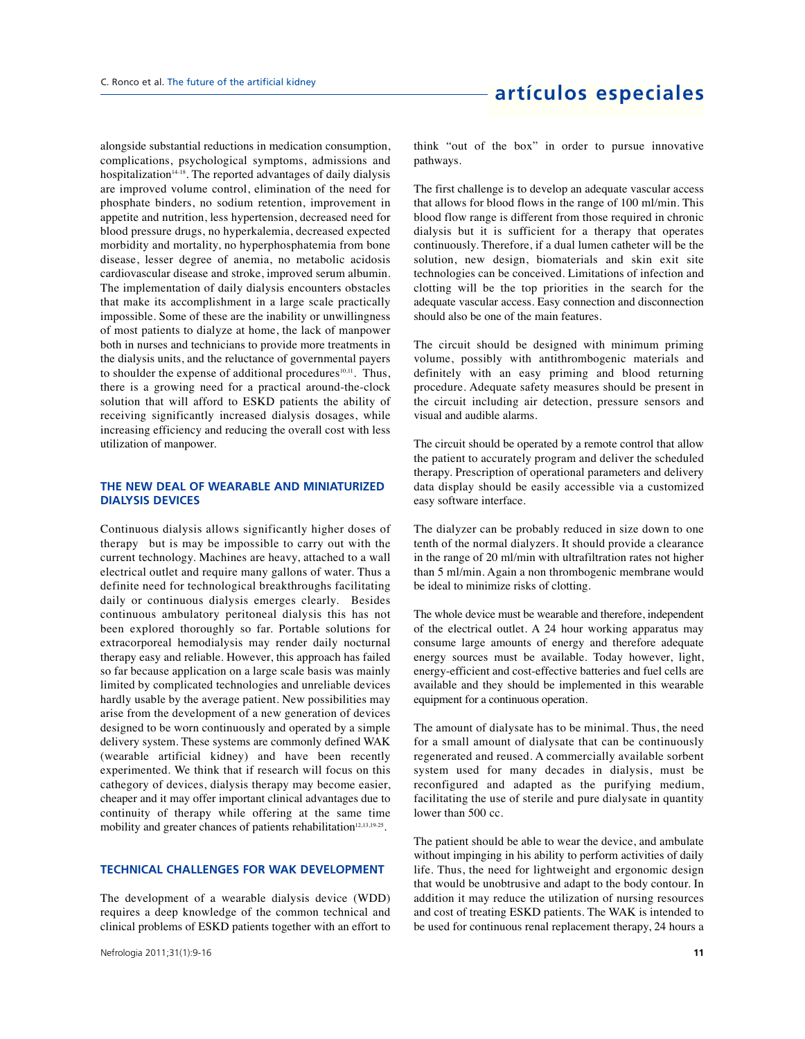alongside substantial reductions in medication consumption, complications, psychological symptoms, admissions and hospitalization[14-18]. The reported advantages of daily dialysis are improved volume control, elimination of the need for phosphate binders, no sodium retention, improvement in appetite and nutrition, less hypertension, decreased need for blood pressure drugs, no hyperkalemia, decreased expected morbidity and mortality, no hyperphosphatemia from bone disease, lesser degree of anemia, no metabolic acidosis cardiovascular disease and stroke, improved serum albumin. The implementation of daily dialysis encounters obstacles that make its accomplishment in a large scale practically impossible. Some of these are the inability or unwillingness of most patients to dialyze at home, the lack of manpower both in nurses and technicians to provide more treatments in the dialysis units, and the reluctance of governmental payers to shoulder the expense of additional procedures[10,11]. Thus, there is a growing need for a practical around-the-clock solution that will afford to ESKD patients the ability of receiving significantly increased dialysis dosages, while increasing efficiency and reducing the overall cost with less utilization of manpower.

## THE NEW DEAL OF WEARABLE AND MINIATURIZED DIALYSIS DEVICES

Continuous dialysis allows significantly higher doses of therapy but is may be impossible to carry out with the current technology. Machines are heavy, attached to a wall electrical outlet and require many gallons of water. Thus a definite need for technological breakthroughs facilitating daily or continuous dialysis emerges clearly. Besides continuous ambulatory peritoneal dialysis this has not been explored thoroughly so far. Portable solutions for extracorporeal hemodialysis may render daily nocturnal therapy easy and reliable. However, this approach has failed so far because application on a large scale basis was mainly limited by complicated technologies and unreliable devices hardly usable by the average patient. New possibilities may arise from the development of a new generation of devices designed to be worn continuously and operated by a simple delivery system. These systems are commonly defined WAK (wearable artificial kidney) and have been recently experimented. We think that if research will focus on this cathegory of devices, dialysis therapy may become easier, cheaper and it may offer important clinical advantages due to continuity of therapy while offering at the same time mobility and greater chances of patients rehabilitation[12,13,19-25].

## TECHNICAL CHALLENGES FOR WAK DEVELOPMENT

The development of a wearable dialysis device (WDD) requires a deep knowledge of the common technical and clinical problems of ESKD patients together with an effort to think "out of the box" in order to pursue innovative pathways.

The first challenge is to develop an adequate vascular access that allows for blood flows in the range of 100 ml/min. This blood flow range is different from those required in chronic dialysis but it is sufficient for a therapy that operates continuously. Therefore, if a dual lumen catheter will be the solution, new design, biomaterials and skin exit site technologies can be conceived. Limitations of infection and clotting will be the top priorities in the search for the adequate vascular access. Easy connection and disconnection should also be one of the main features.

The circuit should be designed with minimum priming volume, possibly with antithrombogenic materials and definitely with an easy priming and blood returning procedure. Adequate safety measures should be present in the circuit including air detection, pressure sensors and visual and audible alarms.

The circuit should be operated by a remote control that allow the patient to accurately program and deliver the scheduled therapy. Prescription of operational parameters and delivery data display should be easily accessible via a customized easy software interface.

The dialyzer can be probably reduced in size down to one tenth of the normal dialyzers. It should provide a clearance in the range of 20 ml/min with ultrafiltration rates not higher than 5 ml/min. Again a non thrombogenic membrane would be ideal to minimize risks of clotting.

The whole device must be wearable and therefore, independent of the electrical outlet. A 24 hour working apparatus may consume large amounts of energy and therefore adequate energy sources must be available. Today however, light, energy-efficient and cost-effective batteries and fuel cells are available and they should be implemented in this wearable equipment for a continuous operation.

The amount of dialysate has to be minimal. Thus, the need for a small amount of dialysate that can be continuously regenerated and reused. A commercially available sorbent system used for many decades in dialysis, must be reconfigured and adapted as the purifying medium, facilitating the use of sterile and pure dialysate in quantity lower than 500 cc.

The patient should be able to wear the device, and ambulate without impinging in his ability to perform activities of daily life. Thus, the need for lightweight and ergonomic design that would be unobtrusive and adapt to the body contour. In addition it may reduce the utilization of nursing resources and cost of treating ESKD patients. The WAK is intended to be used for continuous renal replacement therapy, 24 hours a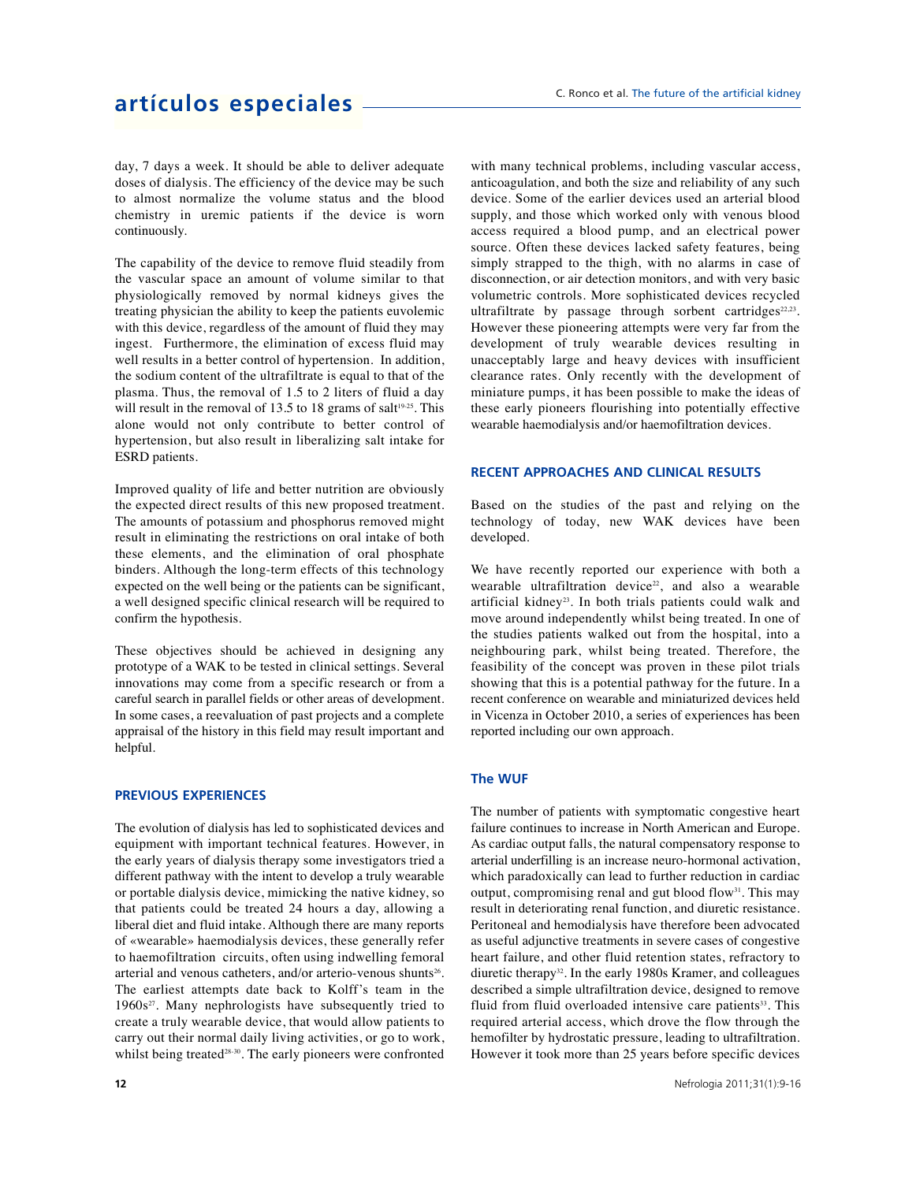day, 7 days a week. It should be able to deliver adequate doses of dialysis. The efficiency of the device may be such to almost normalize the volume status and the blood chemistry in uremic patients if the device is worn continuously.

The capability of the device to remove fluid steadily from the vascular space an amount of volume similar to that physiologically removed by normal kidneys gives the treating physician the ability to keep the patients euvolemic with this device, regardless of the amount of fluid they may ingest. Furthermore, the elimination of excess fluid may well results in a better control of hypertension. In addition, the sodium content of the ultrafiltrate is equal to that of the plasma. Thus, the removal of 1.5 to 2 liters of fluid a day will result in the removal of 13.5 to 18 grams of salt[19-25]. This alone would not only contribute to better control of hypertension, but also result in liberalizing salt intake for ESRD patients.

Improved quality of life and better nutrition are obviously the expected direct results of this new proposed treatment. The amounts of potassium and phosphorus removed might result in eliminating the restrictions on oral intake of both these elements, and the elimination of oral phosphate binders. Although the long-term effects of this technology expected on the well being or the patients can be significant, a well designed specific clinical research will be required to confirm the hypothesis.

These objectives should be achieved in designing any prototype of a WAK to be tested in clinical settings. Several innovations may come from a specific research or from a careful search in parallel fields or other areas of development. In some cases, a reevaluation of past projects and a complete appraisal of the history in this field may result important and helpful.

## PREVIOUS EXPERIENCES

The evolution of dialysis has led to sophisticated devices and equipment with important technical features. However, in the early years of dialysis therapy some investigators tried a different pathway with the intent to develop a truly wearable or portable dialysis device, mimicking the native kidney, so that patients could be treated 24 hours a day, allowing a liberal diet and fluid intake. Although there are many reports of «wearable» haemodialysis devices, these generally refer to haemofiltration circuits, often using indwelling femoral arterial and venous catheters, and/or arterio-venous shunts[26]. The earliest attempts date back to Kolff's team in the 1960s[27]. Many nephrologists have subsequently tried to create a truly wearable device, that would allow patients to carry out their normal daily living activities, or go to work, whilst being treated[28-30]. The early pioneers were confronted with many technical problems, including vascular access, anticoagulation, and both the size and reliability of any such device. Some of the earlier devices used an arterial blood supply, and those which worked only with venous blood access required a blood pump, and an electrical power source. Often these devices lacked safety features, being simply strapped to the thigh, with no alarms in case of disconnection, or air detection monitors, and with very basic volumetric controls. More sophisticated devices recycled ultrafiltrate by passage through sorbent cartridges[22,23]. However these pioneering attempts were very far from the development of truly wearable devices resulting in unacceptably large and heavy devices with insufficient clearance rates. Only recently with the development of miniature pumps, it has been possible to make the ideas of these early pioneers flourishing into potentially effective wearable haemodialysis and/or haemofiltration devices.

## RECENT APPROACHES AND CLINICAL RESULTS

Based on the studies of the past and relying on the technology of today, new WAK devices have been developed.

We have recently reported our experience with both a wearable ultrafiltration device[22], and also a wearable artificial kidney[23]. In both trials patients could walk and move around independently whilst being treated. In one of the studies patients walked out from the hospital, into a neighbouring park, whilst being treated. Therefore, the feasibility of the concept was proven in these pilot trials showing that this is a potential pathway for the future. In a recent conference on wearable and miniaturized devices held in Vicenza in October 2010, a series of experiences has been reported including our own approach.

### The WUF

The number of patients with symptomatic congestive heart failure continues to increase in North American and Europe. As cardiac output falls, the natural compensatory response to arterial underfilling is an increase neuro-hormonal activation, which paradoxically can lead to further reduction in cardiac output, compromising renal and gut blood flow[31]. This may result in deteriorating renal function, and diuretic resistance. Peritoneal and hemodialysis have therefore been advocated as useful adjunctive treatments in severe cases of congestive heart failure, and other fluid retention states, refractory to diuretic therapy[32]. In the early 1980s Kramer, and colleagues described a simple ultrafiltration device, designed to remove fluid from fluid overloaded intensive care patients[33]. This required arterial access, which drove the flow through the hemofilter by hydrostatic pressure, leading to ultrafiltration. However it took more than 25 years before specific devices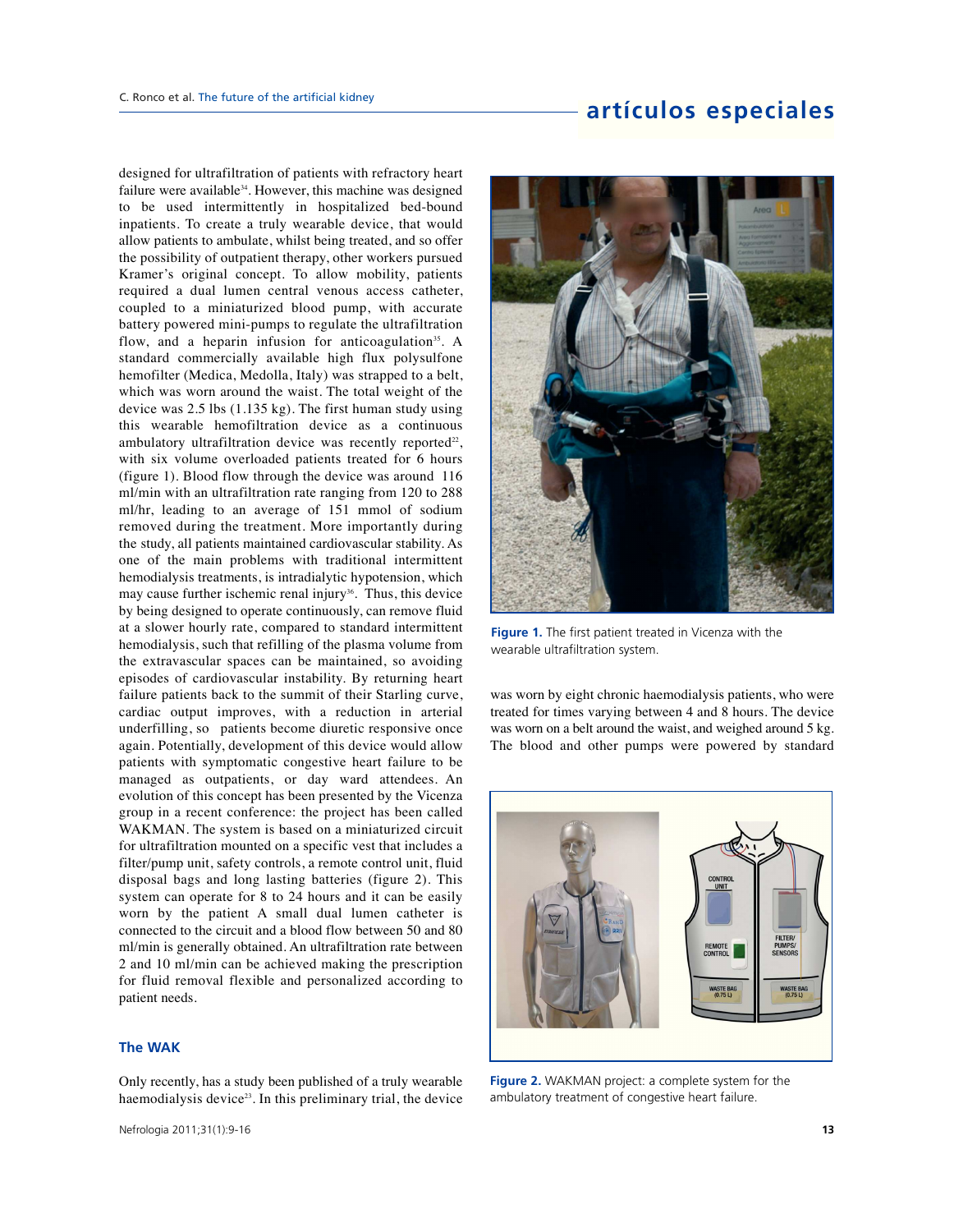designed for ultrafiltration of patients with refractory heart failure were available[34]. However, this machine was designed to be used intermittently in hospitalized bed-bound inpatients. To create a truly wearable device, that would allow patients to ambulate, whilst being treated, and so offer the possibility of outpatient therapy, other workers pursued Kramer's original concept. To allow mobility, patients required a dual lumen central venous access catheter, coupled to a miniaturized blood pump, with accurate battery powered mini-pumps to regulate the ultrafiltration flow, and a heparin infusion for anticoagulation[35]. A standard commercially available high flux polysulfone hemofilter (Medica, Medolla, Italy) was strapped to a belt, which was worn around the waist. The total weight of the device was 2.5 lbs (1.135 kg). The first human study using this wearable hemofiltration device as a continuous ambulatory ultrafiltration device was recently reported[22], with six volume overloaded patients treated for 6 hours (figure 1). Blood flow through the device was around 116 ml/min with an ultrafiltration rate ranging from 120 to 288 ml/hr, leading to an average of 151 mmol of sodium removed during the treatment. More importantly during the study, all patients maintained cardiovascular stability. As one of the main problems with traditional intermittent hemodialysis treatments, is intradialytic hypotension, which may cause further ischemic renal injury[36]. Thus, this device by being designed to operate continuously, can remove fluid at a slower hourly rate, compared to standard intermittent hemodialysis, such that refilling of the plasma volume from the extravascular spaces can be maintained, so avoiding episodes of cardiovascular instability. By returning heart failure patients back to the summit of their Starling curve, cardiac output improves, with a reduction in arterial underfilling, so patients become diuretic responsive once again. Potentially, development of this device would allow patients with symptomatic congestive heart failure to be managed as outpatients, or day ward attendees. An evolution of this concept has been presented by the Vicenza group in a recent conference: the project has been called WAKMAN. The system is based on a miniaturized circuit for ultrafiltration mounted on a specific vest that includes a filter/pump unit, safety controls, a remote control unit, fluid disposal bags and long lasting batteries (figure 2). This system can operate for 8 to 24 hours and it can be easily worn by the patient A small dual lumen catheter is connected to the circuit and a blood flow between 50 and 80 ml/min is generally obtained. An ultrafiltration rate between 2 and 10 ml/min can be achieved making the prescription for fluid removal flexible and personalized according to patient needs.

Figure 1. The first patient treated in Vicenza with the wearable ultrafiltration system.

## The WAK

Only recently, has a study been published of a truly wearable haemodialysis device[23]. In this preliminary trial, the device was worn by eight chronic haemodialysis patients, who were treated for times varying between 4 and 8 hours. The device was worn on a belt around the waist, and weighed around 5 kg. The blood and other pumps were powered by standard

Figure 2. WAKMAN project: a complete system for the ambulatory treatment of congestive heart failure.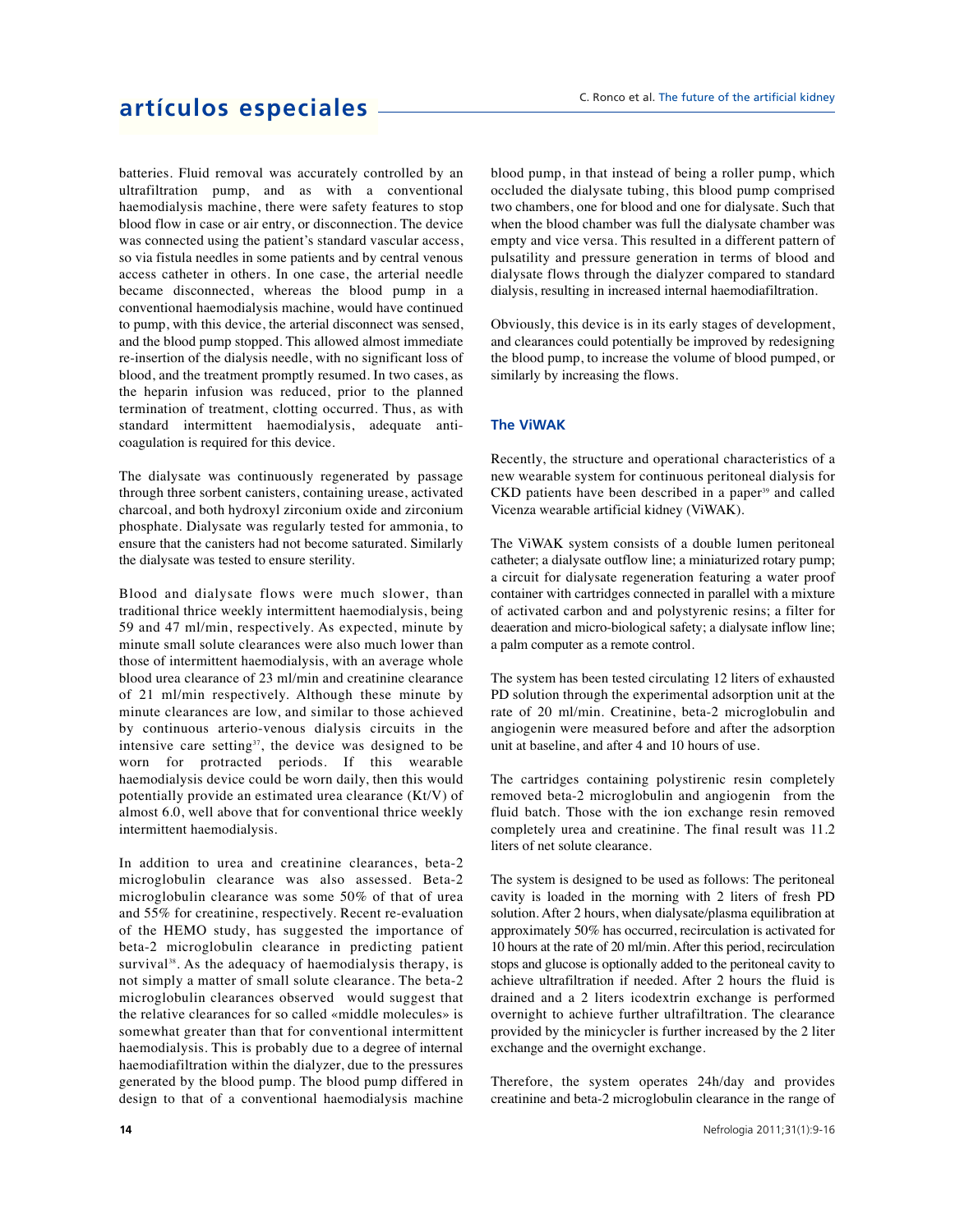batteries. Fluid removal was accurately controlled by an ultrafiltration pump, and as with a conventional haemodialysis machine, there were safety features to stop blood flow in case or air entry, or disconnection. The device was connected using the patient's standard vascular access, so via fistula needles in some patients and by central venous access catheter in others. In one case, the arterial needle became disconnected, whereas the blood pump in a conventional haemodialysis machine, would have continued to pump, with this device, the arterial disconnect was sensed, and the blood pump stopped. This allowed almost immediate re-insertion of the dialysis needle, with no significant loss of blood, and the treatment promptly resumed. In two cases, as the heparin infusion was reduced, prior to the planned termination of treatment, clotting occurred. Thus, as with standard intermittent haemodialysis, adequate anti-coagulation is required for this device.

The dialysate was continuously regenerated by passage through three sorbent canisters, containing urease, activated charcoal, and both hydroxyl zirconium oxide and zirconium phosphate. Dialysate was regularly tested for ammonia, to ensure that the canisters had not become saturated. Similarly the dialysate was tested to ensure sterility.

Blood and dialysate flows were much slower, than traditional thrice weekly intermittent haemodialysis, being 59 and 47 ml/min, respectively. As expected, minute by minute small solute clearances were also much lower than those of intermittent haemodialysis, with an average whole blood urea clearance of 23 ml/min and creatinine clearance of 21 ml/min respectively. Although these minute by minute clearances are low, and similar to those achieved by continuous arterio-venous dialysis circuits in the intensive care setting[37], the device was designed to be worn for protracted periods. If this wearable haemodialysis device could be worn daily, then this would potentially provide an estimated urea clearance (Kt/V) of almost 6.0, well above that for conventional thrice weekly intermittent haemodialysis.

In addition to urea and creatinine clearances, beta-2 microglobulin clearance was also assessed. Beta-2 microglobulin clearance was some 50% of that of urea and 55% for creatinine, respectively. Recent re-evaluation of the HEMO study, has suggested the importance of beta-2 microglobulin clearance in predicting patient survival[38]. As the adequacy of haemodialysis therapy, is not simply a matter of small solute clearance. The beta-2 microglobulin clearances observed would suggest that the relative clearances for so called «middle molecules» is somewhat greater than that for conventional intermittent haemodialysis. This is probably due to a degree of internal haemodiafiltration within the dialyzer, due to the pressures generated by the blood pump. The blood pump differed in design to that of a conventional haemodialysis machine blood pump, in that instead of being a roller pump, which occluded the dialysate tubing, this blood pump comprised two chambers, one for blood and one for dialysate. Such that when the blood chamber was full the dialysate chamber was empty and vice versa. This resulted in a different pattern of pulsatility and pressure generation in terms of blood and dialysate flows through the dialyzer compared to standard dialysis, resulting in increased internal haemodiafiltration.

Obviously, this device is in its early stages of development, and clearances could potentially be improved by redesigning the blood pump, to increase the volume of blood pumped, or similarly by increasing the flows.

### The ViWAK

Recently, the structure and operational characteristics of a new wearable system for continuous peritoneal dialysis for CKD patients have been described in a paper[39] and called Vicenza wearable artificial kidney (ViWAK).

The ViWAK system consists of a double lumen peritoneal catheter; a dialysate outflow line; a miniaturized rotary pump; a circuit for dialysate regeneration featuring a water proof container with cartridges connected in parallel with a mixture of activated carbon and and polystyrenic resins; a filter for deaeration and micro-biological safety; a dialysate inflow line; a palm computer as a remote control.

The system has been tested circulating 12 liters of exhausted PD solution through the experimental adsorption unit at the rate of 20 ml/min. Creatinine, beta-2 microglobulin and angiogenin were measured before and after the adsorption unit at baseline, and after 4 and 10 hours of use.

The cartridges containing polystirenic resin completely removed beta-2 microglobulin and angiogenin from the fluid batch. Those with the ion exchange resin removed completely urea and creatinine. The final result was 11.2 liters of net solute clearance.

The system is designed to be used as follows: The peritoneal cavity is loaded in the morning with 2 liters of fresh PD solution. After 2 hours, when dialysate/plasma equilibration at approximately 50% has occurred, recirculation is activated for 10 hours at the rate of 20 ml/min. After this period, recirculation stops and glucose is optionally added to the peritoneal cavity to achieve ultrafiltration if needed. After 2 hours the fluid is drained and a 2 liters icodextrin exchange is performed overnight to achieve further ultrafiltration. The clearance provided by the minicycler is further increased by the 2 liter exchange and the overnight exchange.

Therefore, the system operates 24h/day and provides creatinine and beta-2 microglobulin clearance in the range of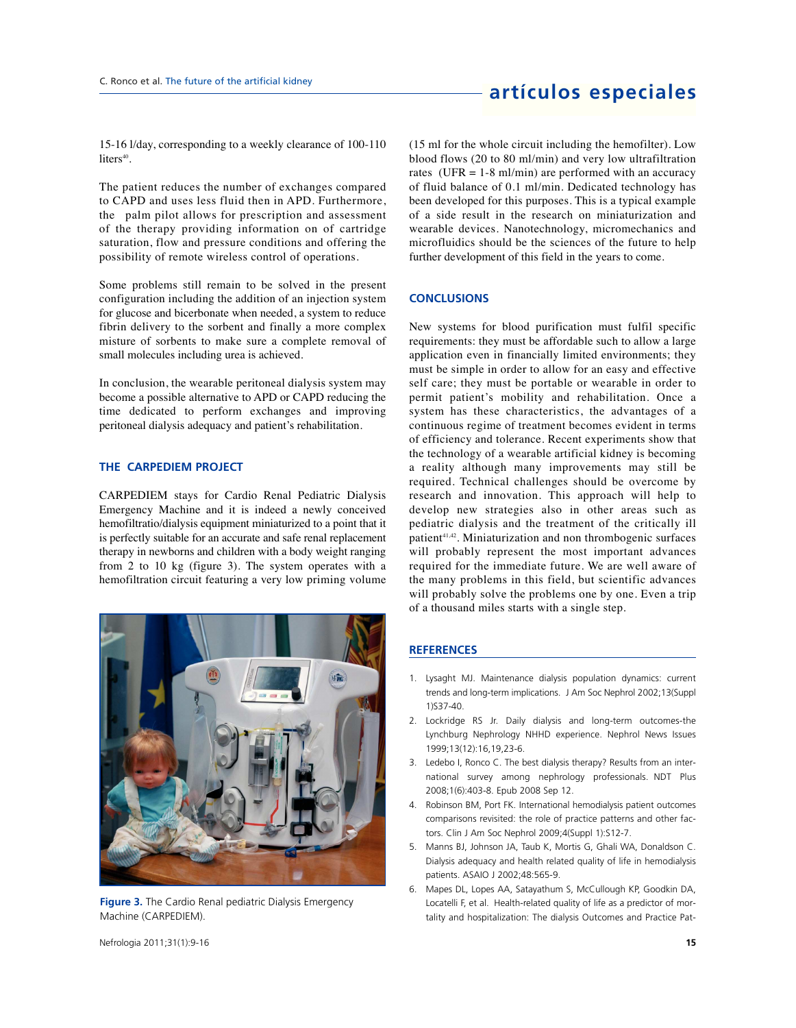15-16 l/day, corresponding to a weekly clearance of 100-110 liters[40].

The patient reduces the number of exchanges compared to CAPD and uses less fluid then in APD. Furthermore, the palm pilot allows for prescription and assessment of the therapy providing information on of cartridge saturation, flow and pressure conditions and offering the possibility of remote wireless control of operations.

Some problems still remain to be solved in the present configuration including the addition of an injection system for glucose and bicerbonate when needed, a system to reduce fibrin delivery to the sorbent and finally a more complex misture of sorbents to make sure a complete removal of small molecules including urea is achieved.

In conclusion, the wearable peritoneal dialysis system may become a possible alternative to APD or CAPD reducing the time dedicated to perform exchanges and improving peritoneal dialysis adequacy and patient's rehabilitation.

## THE CARPEDIEM PROJECT

CARPEDIEM stays for Cardio Renal Pediatric Dialysis Emergency Machine and it is indeed a newly conceived hemofiltratio/dialysis equipment miniaturized to a point that it is perfectly suitable for an accurate and safe renal replacement therapy in newborns and children with a body weight ranging from 2 to 10 kg (figure 3). The system operates with a hemofiltration circuit featuring a very low priming volume (15 ml for the whole circuit including the hemofilter). Low blood flows (20 to 80 ml/min) and very low ultrafiltration rates (UFR = 1-8 ml/min) are performed with an accuracy of fluid balance of 0.1 ml/min. Dedicated technology has been developed for this purposes. This is a typical example of a side result in the research on miniaturization and wearable devices. Nanotechnology, micromechanics and microfluidics should be the sciences of the future to help further development of this field in the years to come.

**Figure 3.** The Cardio Renal pediatric Dialysis Emergency Machine (CARPEDIEM).

## CONCLUSIONS

New systems for blood purification must fulfil specific requirements: they must be affordable such to allow a large application even in financially limited environments; they must be simple in order to allow for an easy and effective self care; they must be portable or wearable in order to permit patient's mobility and rehabilitation. Once a system has these characteristics, the advantages of a continuous regime of treatment becomes evident in terms of efficiency and tolerance. Recent experiments show that the technology of a wearable artificial kidney is becoming a reality although many improvements may still be required. Technical challenges should be overcome by research and innovation. This approach will help to develop new strategies also in other areas such as pediatric dialysis and the treatment of the critically ill patient[41,42]. Miniaturization and non thrombogenic surfaces will probably represent the most important advances required for the immediate future. We are well aware of the many problems in this field, but scientific advances will probably solve the problems one by one. Even a trip of a thousand miles starts with a single step.

## REFERENCES

1. Lysaght MJ. Maintenance dialysis population dynamics: current trends and long-term implications. J Am Soc Nephrol 2002;13(Suppl 1)S37-40.
2. Lockridge RS Jr. Daily dialysis and long-term outcomes-the Lynchburg Nephrology NHHD experience. Nephrol News Issues 1999;13(12):16,19,23-6.
3. Ledebo I, Ronco C. The best dialysis therapy? Results from an international survey among nephrology professionals. NDT Plus 2008;1(6):403-8. Epub 2008 Sep 12.
4. Robinson BM, Port FK. International hemodialysis patient outcomes comparisons revisited: the role of practice patterns and other factors. Clin J Am Soc Nephrol 2009;4(Suppl 1):S12-7.
5. Manns BJ, Johnson JA, Taub K, Mortis G, Ghali WA, Donaldson C. Dialysis adequacy and health related quality of life in hemodialysis patients. ASAIO J 2002;48:565-9.
6. Mapes DL, Lopes AA, Satayathum S, McCullough KP, Goodkin DA, Locatelli F, et al. Health-related quality of life as a predictor of mortality and hospitalization: The dialysis Outcomes and Practice Pat-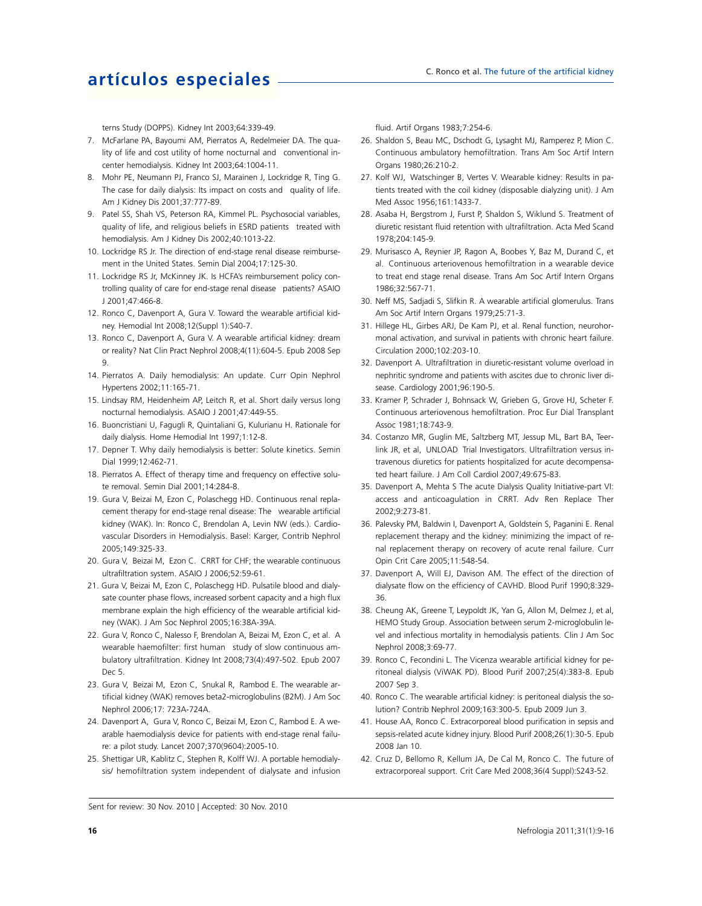terns Study (DOPPS). Kidney Int 2003;64:339-49.

7. McFarlane PA, Bayoumi AM, Pierratos A, Redelmeier DA. The quality of life and cost utility of home nocturnal and conventional in-center hemodialysis. Kidney Int 2003;64:1004-11.
8. Mohr PE, Neumann PJ, Franco SJ, Marainen J, Lockridge R, Ting G. The case for daily dialysis: Its impact on costs and quality of life. Am J Kidney Dis 2001;37:777-89.
9. Patel SS, Shah VS, Peterson RA, Kimmel PL. Psychosocial variables, quality of life, and religious beliefs in ESRD patients treated with hemodialysis. Am J Kidney Dis 2002;40:1013-22.
10. Lockridge RS Jr. The direction of end-stage renal disease reimbursement in the United States. Semin Dial 2004;17:125-30.
11. Lockridge RS Jr, McKinney JK. Is HCFA's reimbursement policy controlling quality of care for end-stage renal disease patients? ASAIO J 2001;47:466-8.
12. Ronco C, Davenport A, Gura V. Toward the wearable artificial kidney. Hemodial Int 2008;12(Suppl 1):S40-7.
13. Ronco C, Davenport A, Gura V. A wearable artificial kidney: dream or reality? Nat Clin Pract Nephrol 2008;4(11):604-5. Epub 2008 Sep 9.
14. Pierratos A. Daily hemodialysis: An update. Curr Opin Nephrol Hypertens 2002;11:165-71.
15. Lindsay RM, Heidenheim AP, Leitch R, et al. Short daily versus long nocturnal hemodialysis. ASAIO J 2001;47:449-55.
16. Buoncristiani U, Fagugli R, Quintaliani G, Kulurianu H. Rationale for daily dialysis. Home Hemodial Int 1997;1:12-8.
17. Depner T. Why daily hemodialysis is better: Solute kinetics. Semin Dial 1999;12:462-71.
18. Pierratos A. Effect of therapy time and frequency on effective solute removal. Semin Dial 2001;14:284-8.
19. Gura V, Beizai M, Ezon C, Polaschegg HD. Continuous renal replacement therapy for end-stage renal disease: The wearable artificial kidney (WAK). In: Ronco C, Brendolan A, Levin NW (eds.). Cardiovascular Disorders in Hemodialysis. Basel: Karger, Contrib Nephrol 2005;149:325-33.
20. Gura V, Beizai M, Ezon C. CRRT for CHF; the wearable continuous ultrafiltration system. ASAIO J 2006;52:59-61.
21. Gura V, Beizai M, Ezon C, Polaschegg HD. Pulsatile blood and dialysate counter phase flows, increased sorbent capacity and a high flux membrane explain the high efficiency of the wearable artificial kidney (WAK). J Am Soc Nephrol 2005;16:38A-39A.
22. Gura V, Ronco C, Nalesso F, Brendolan A, Beizai M, Ezon C, et al. A wearable haemofilter: first human study of slow continuous ambulatory ultrafiltration. Kidney Int 2008;73(4):497-502. Epub 2007 Dec 5.
23. Gura V, Beizai M, Ezon C, Snukal R, Rambod E. The wearable artificial kidney (WAK) removes beta2-microglobulins (B2M). J Am Soc Nephrol 2006;17: 723A-724A.
24. Davenport A, Gura V, Ronco C, Beizai M, Ezon C, Rambod E. A wearable haemodialysis device for patients with end-stage renal failure: a pilot study. Lancet 2007;370(9604):2005-10.
25. Shettigar UR, Kablitz C, Stephen R, Kolff WJ. A portable hemodialysis/ hemofiltration system independent of dialysate and infusion fluid. Artif Organs 1983;7:254-6.
26. Shaldon S, Beau MC, Dschodt G, Lysaght MJ, Ramperez P, Mion C. Continuous ambulatory hemofiltration. Trans Am Soc Artif Intern Organs 1980;26:210-2.
27. Kolf WJ, Watschinger B, Vertes V. Wearable kidney: Results in patients treated with the coil kidney (disposable dialyzing unit). J Am Med Assoc 1956;161:1433-7.
28. Asaba H, Bergstrom J, Furst P, Shaldon S, Wiklund S. Treatment of diuretic resistant fluid retention with ultrafiltration. Acta Med Scand 1978;204:145-9.
29. Murisasco A, Reynier JP, Ragon A, Boobes Y, Baz M, Durand C, et al. Continuous arteriovenous hemofiltration in a wearable device to treat end stage renal disease. Trans Am Soc Artif Intern Organs 1986;32:567-71.
30. Neff MS, Sadjadi S, Slifkin R. A wearable artificial glomerulus. Trans Am Soc Artif Intern Organs 1979;25:71-3.
31. Hillege HL, Girbes ARJ, De Kam PJ, et al. Renal function, neurohormonal activation, and survival in patients with chronic heart failure. Circulation 2000;102:203-10.
32. Davenport A. Ultrafiltration in diuretic-resistant volume overload in nephritic syndrome and patients with ascites due to chronic liver disease. Cardiology 2001;96:190-5.
33. Kramer P, Schrader J, Bohnsack W, Grieben G, Grove HJ, Scheter F. Continuous arteriovenous hemofiltration. Proc Eur Dial Transplant Assoc 1981;18:743-9.
34. Costanzo MR, Guglin ME, Saltzberg MT, Jessup ML, Bart BA, Teerlink JR, et al, UNLOAD Trial Investigators. Ultrafiltration versus intravenous diuretics for patients hospitalized for acute decompensated heart failure. J Am Coll Cardiol 2007;49:675-83.
35. Davenport A, Mehta S The acute Dialysis Quality Initiative-part VI: access and anticoagulation in CRRT. Adv Ren Replace Ther 2002;9:273-81.
36. Palevsky PM, Baldwin I, Davenport A, Goldstein S, Paganini E. Renal replacement therapy and the kidney: minimizing the impact of renal replacement therapy on recovery of acute renal failure. Curr Opin Crit Care 2005;11:548-54.
37. Davenport A, Will EJ, Davison AM. The effect of the direction of dialysate flow on the efficiency of CAVHD. Blood Purif 1990;8:329-36.
38. Cheung AK, Greene T, Leypoldt JK, Yan G, Allon M, Delmez J, et al, HEMO Study Group. Association between serum 2-microglobulin level and infectious mortality in hemodialysis patients. Clin J Am Soc Nephrol 2008;3:69-77.
39. Ronco C, Fecondini L. The Vicenza wearable artificial kidney for peritoneal dialysis (ViWAK PD). Blood Purif 2007;25(4):383-8. Epub 2007 Sep 3.
40. Ronco C. The wearable artificial kidney: is peritoneal dialysis the solution? Contrib Nephrol 2009;163:300-5. Epub 2009 Jun 3.
41. House AA, Ronco C. Extracorporeal blood purification in sepsis and sepsis-related acute kidney injury. Blood Purif 2008;26(1):30-5. Epub 2008 Jan 10.
42. Cruz D, Bellomo R, Kellum JA, De Cal M, Ronco C. The future of extracorporeal support. Crit Care Med 2008;36(4 Suppl):S243-52.

Sent for review: 30 Nov. 2010 | Accepted: 30 Nov. 2010